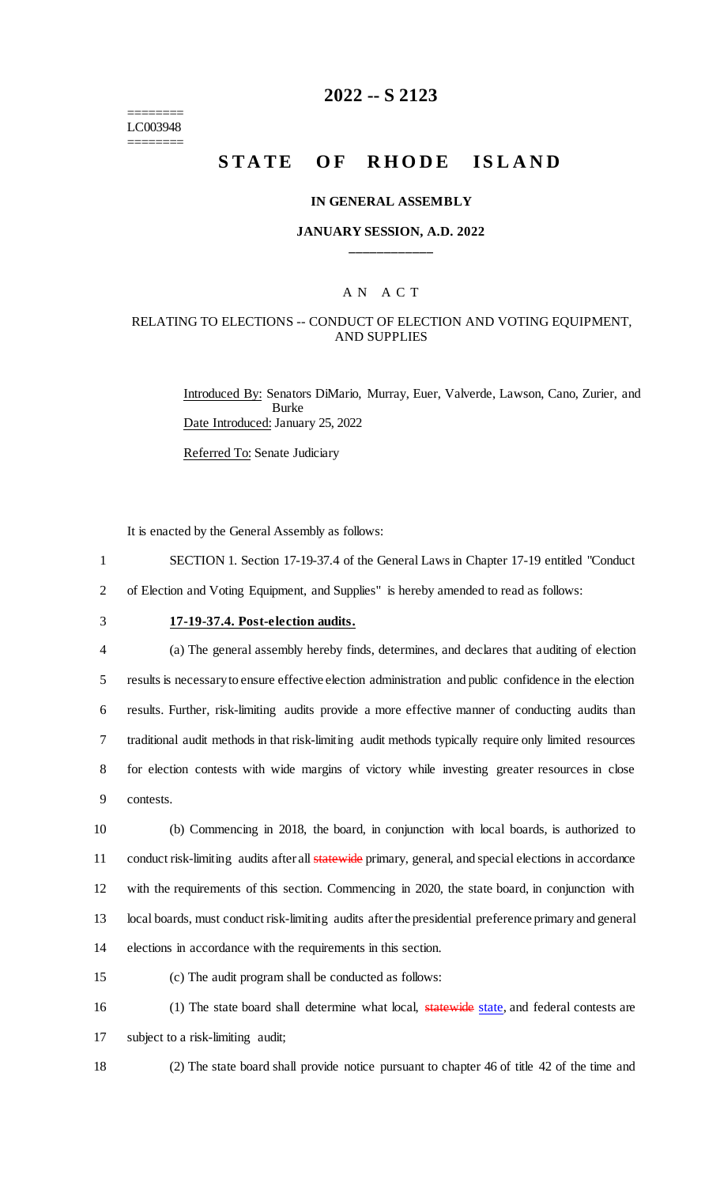# 2022 -- S 2123

========
LC003948
========

## STATE OF RHODE ISLAND

### IN GENERAL ASSEMBLY

### JANUARY SESSION, A.D. 2022

____________

A N A C T

RELATING TO ELECTIONS -- CONDUCT OF ELECTION AND VOTING EQUIPMENT, AND SUPPLIES

Introduced By: Senators DiMario, Murray, Euer, Valverde, Lawson, Cano, Zurier, and Burke

Date Introduced: January 25, 2022

Referred To: Senate Judiciary

It is enacted by the General Assembly as follows:

1 SECTION 1. Section 17-19-37.4 of the General Laws in Chapter 17-19 entitled "Conduct
2 of Election and Voting Equipment, and Supplies" is hereby amended to read as follows:

3 **17-19-37.4. Post-election audits.**

4 (a) The general assembly hereby finds, determines, and declares that auditing of election
5 results is necessary to ensure effective election administration and public confidence in the election
6 results. Further, risk-limiting audits provide a more effective manner of conducting audits than
7 traditional audit methods in that risk-limiting audit methods typically require only limited resources
8 for election contests with wide margins of victory while investing greater resources in close
9 contests.

10 (b) Commencing in 2018, the board, in conjunction with local boards, is authorized to
11 conduct risk-limiting audits after all ~~statewide~~ primary, general, and special elections in accordance
12 with the requirements of this section. Commencing in 2020, the state board, in conjunction with
13 local boards, must conduct risk-limiting audits after the presidential preference primary and general
14 elections in accordance with the requirements in this section.

15 (c) The audit program shall be conducted as follows:

16 (1) The state board shall determine what local, ~~statewide~~ state, and federal contests are
17 subject to a risk-limiting audit;

18 (2) The state board shall provide notice pursuant to chapter 46 of title 42 of the time and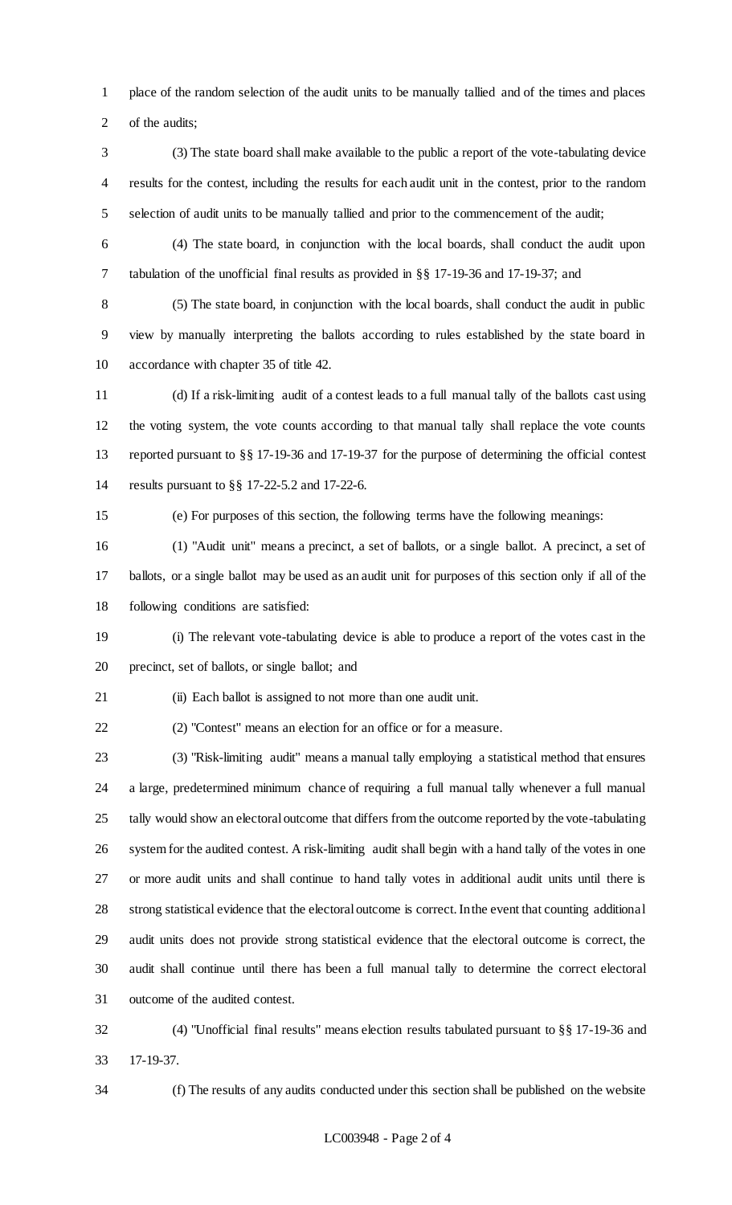place of the random selection of the audit units to be manually tallied and of the times and places of the audits;

(3) The state board shall make available to the public a report of the vote-tabulating device results for the contest, including the results for each audit unit in the contest, prior to the random selection of audit units to be manually tallied and prior to the commencement of the audit;

(4) The state board, in conjunction with the local boards, shall conduct the audit upon tabulation of the unofficial final results as provided in §§ 17-19-36 and 17-19-37; and

(5) The state board, in conjunction with the local boards, shall conduct the audit in public view by manually interpreting the ballots according to rules established by the state board in accordance with chapter 35 of title 42.

(d) If a risk-limiting audit of a contest leads to a full manual tally of the ballots cast using the voting system, the vote counts according to that manual tally shall replace the vote counts reported pursuant to §§ 17-19-36 and 17-19-37 for the purpose of determining the official contest results pursuant to §§ 17-22-5.2 and 17-22-6.

(e) For purposes of this section, the following terms have the following meanings:

(1) "Audit unit" means a precinct, a set of ballots, or a single ballot. A precinct, a set of ballots, or a single ballot may be used as an audit unit for purposes of this section only if all of the following conditions are satisfied:

(i) The relevant vote-tabulating device is able to produce a report of the votes cast in the precinct, set of ballots, or single ballot; and

(ii) Each ballot is assigned to not more than one audit unit.

(2) "Contest" means an election for an office or for a measure.

(3) "Risk-limiting audit" means a manual tally employing a statistical method that ensures a large, predetermined minimum chance of requiring a full manual tally whenever a full manual tally would show an electoral outcome that differs from the outcome reported by the vote-tabulating system for the audited contest. A risk-limiting audit shall begin with a hand tally of the votes in one or more audit units and shall continue to hand tally votes in additional audit units until there is strong statistical evidence that the electoral outcome is correct. In the event that counting additional audit units does not provide strong statistical evidence that the electoral outcome is correct, the audit shall continue until there has been a full manual tally to determine the correct electoral outcome of the audited contest.

(4) "Unofficial final results" means election results tabulated pursuant to §§ 17-19-36 and 17-19-37.

(f) The results of any audits conducted under this section shall be published on the website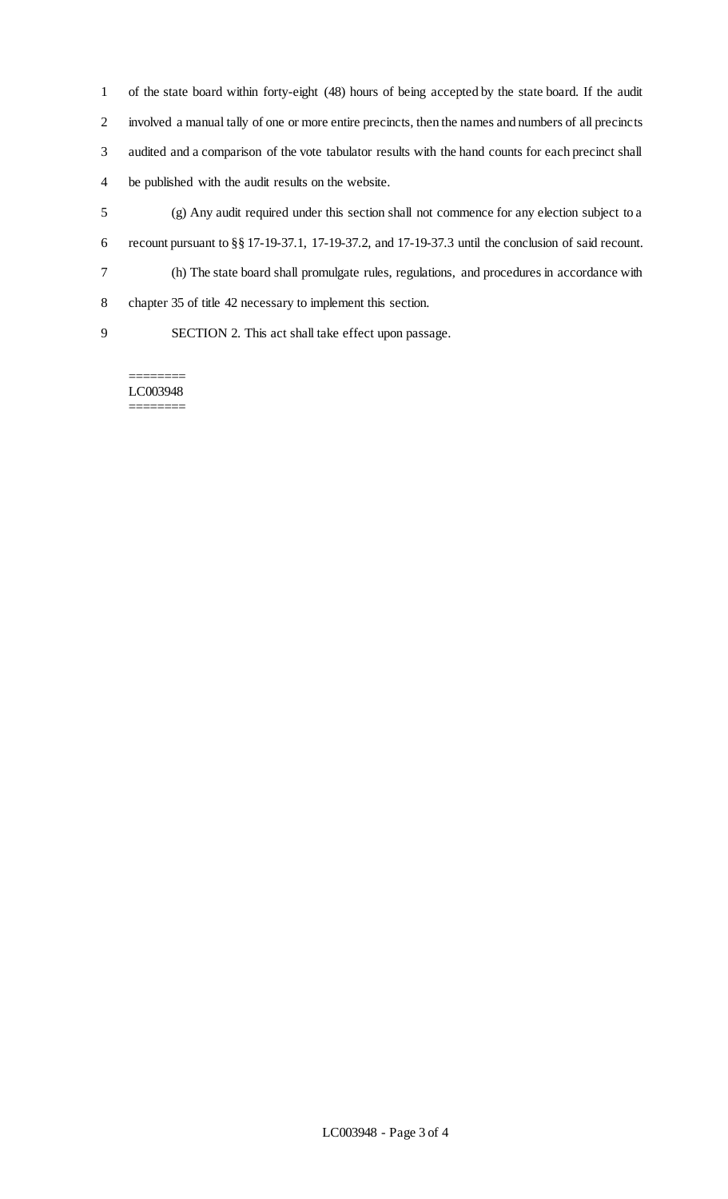of the state board within forty-eight (48) hours of being accepted by the state board. If the audit involved a manual tally of one or more entire precincts, then the names and numbers of all precincts audited and a comparison of the vote tabulator results with the hand counts for each precinct shall be published with the audit results on the website.

(g) Any audit required under this section shall not commence for any election subject to a recount pursuant to §§ 17-19-37.1, 17-19-37.2, and 17-19-37.3 until the conclusion of said recount.

(h) The state board shall promulgate rules, regulations, and procedures in accordance with chapter 35 of title 42 necessary to implement this section.

SECTION 2. This act shall take effect upon passage.

========
LC003948
========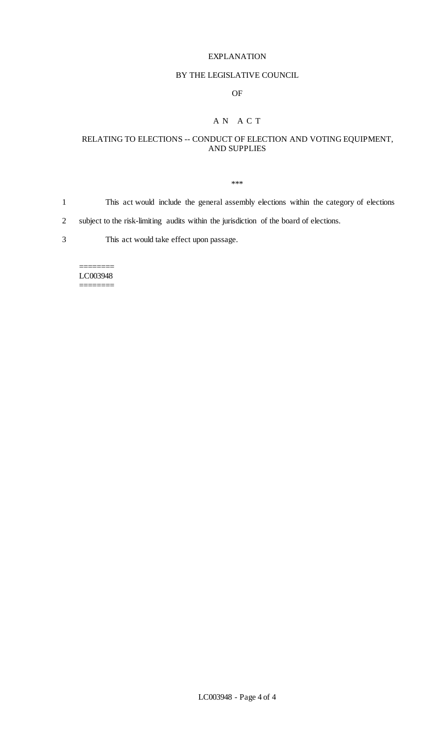EXPLANATION

BY THE LEGISLATIVE COUNCIL

OF

A N A C T

RELATING TO ELECTIONS -- CONDUCT OF ELECTION AND VOTING EQUIPMENT, AND SUPPLIES

\*\*\*

1 This act would include the general assembly elections within the category of elections

2 subject to the risk-limiting audits within the jurisdiction of the board of elections.

3 This act would take effect upon passage.

========
LC003948
========